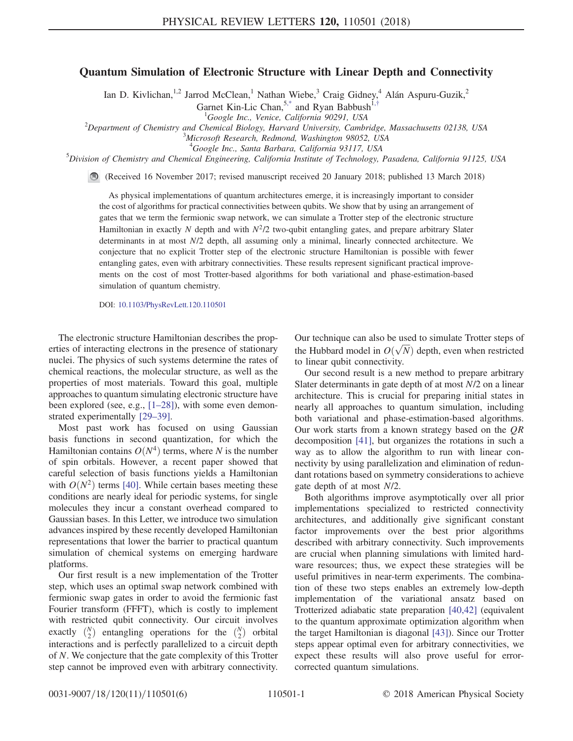# Quantum Simulation of Electronic Structure with Linear Depth and Connectivity

Ian D. Kivlichan,[1,2] Jarrod McClean,[1] Nathan Wiebe,[3] Craig Gidney,[4] Alán Aspuru-Guzik,[2] Garnet Kin-Lic Chan,[5,*] and Ryan Babbush[1,†]

[1]Google Inc., Venice, California 90291, USA
[2]Department of Chemistry and Chemical Biology, Harvard University, Cambridge, Massachusetts 02138, USA
[3]Microsoft Research, Redmond, Washington 98052, USA
[4]Google Inc., Santa Barbara, California 93117, USA
[5]Division of Chemistry and Chemical Engineering, California Institute of Technology, Pasadena, California 91125, USA

(Received 16 November 2017; revised manuscript received 20 January 2018; published 13 March 2018)

As physical implementations of quantum architectures emerge, it is increasingly important to consider the cost of algorithms for practical connectivities between qubits. We show that by using an arrangement of gates that we term the fermionic swap network, we can simulate a Trotter step of the electronic structure Hamiltonian in exactly $N$ depth and with $N^2/2$ two-qubit entangling gates, and prepare arbitrary Slater determinants in at most $N/2$ depth, all assuming only a minimal, linearly connected architecture. We conjecture that no explicit Trotter step of the electronic structure Hamiltonian is possible with fewer entangling gates, even with arbitrary connectivities. These results represent significant practical improvements on the cost of most Trotter-based algorithms for both variational and phase-estimation-based simulation of quantum chemistry.

DOI: 10.1103/PhysRevLett.120.110501

The electronic structure Hamiltonian describes the properties of interacting electrons in the presence of stationary nuclei. The physics of such systems determine the rates of chemical reactions, the molecular structure, as well as the properties of most materials. Toward this goal, multiple approaches to quantum simulating electronic structure have been explored (see, e.g., [1–28]), with some even demonstrated experimentally [29–39].

Most past work has focused on using Gaussian basis functions in second quantization, for which the Hamiltonian contains $O(N^4)$ terms, where $N$ is the number of spin orbitals. However, a recent paper showed that careful selection of basis functions yields a Hamiltonian with $O(N^2)$ terms [40]. While certain bases meeting these conditions are nearly ideal for periodic systems, for single molecules they incur a constant overhead compared to Gaussian bases. In this Letter, we introduce two simulation advances inspired by these recently developed Hamiltonian representations that lower the barrier to practical quantum simulation of chemical systems on emerging hardware platforms.

Our first result is a new implementation of the Trotter step, which uses an optimal swap network combined with fermionic swap gates in order to avoid the fermionic fast Fourier transform (FFFT), which is costly to implement with restricted qubit connectivity. Our circuit involves exactly $\binom{N}{2}$ entangling operations for the $\binom{N}{2}$ orbital interactions and is perfectly parallelized to a circuit depth of $N$. We conjecture that the gate complexity of this Trotter step cannot be improved even with arbitrary connectivity. Our technique can also be used to simulate Trotter steps of the Hubbard model in $O(\sqrt{N})$ depth, even when restricted to linear qubit connectivity.

Our second result is a new method to prepare arbitrary Slater determinants in gate depth of at most $N/2$ on a linear architecture. This is crucial for preparing initial states in nearly all approaches to quantum simulation, including both variational and phase-estimation-based algorithms. Our work starts from a known strategy based on the $QR$ decomposition [41], but organizes the rotations in such a way as to allow the algorithm to run with linear connectivity by using parallelization and elimination of redundant rotations based on symmetry considerations to achieve gate depth of at most $N/2$.

Both algorithms improve asymptotically over all prior implementations specialized to restricted connectivity architectures, and additionally give significant constant factor improvements over the best prior algorithms described with arbitrary connectivity. Such improvements are crucial when planning simulations with limited hardware resources; thus, we expect these strategies will be useful primitives in near-term experiments. The combination of these two steps enables an extremely low-depth implementation of the variational ansatz based on Trotterized adiabatic state preparation [40,42] (equivalent to the quantum approximate optimization algorithm when the target Hamiltonian is diagonal [43]). Since our Trotter steps appear optimal even for arbitrary connectivities, we expect these results will also prove useful for error-corrected quantum simulations.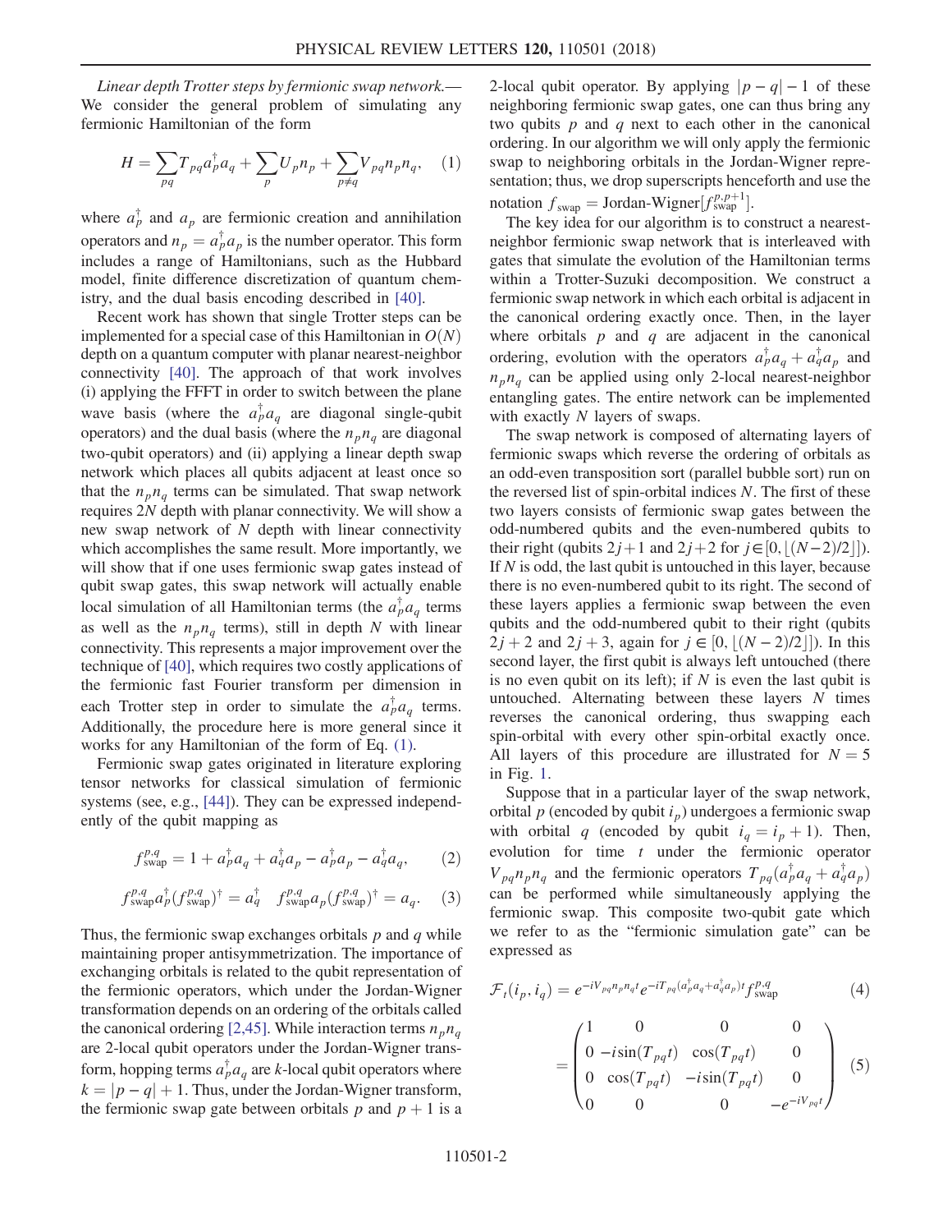*Linear depth Trotter steps by fermionic swap network.*— We consider the general problem of simulating any fermionic Hamiltonian of the form

$$H = \sum_{pq} T_{pq} a_p^\dagger a_q + \sum_p U_p n_p + \sum_{p\neq q} V_{pq} n_p n_q, \quad (1)$$

where $a_p^\dagger$ and $a_p$ are fermionic creation and annihilation operators and $n_p = a_p^\dagger a_p$ is the number operator. This form includes a range of Hamiltonians, such as the Hubbard model, finite difference discretization of quantum chemistry, and the dual basis encoding described in [40].

Recent work has shown that single Trotter steps can be implemented for a special case of this Hamiltonian in $O(N)$ depth on a quantum computer with planar nearest-neighbor connectivity [40]. The approach of that work involves (i) applying the FFFT in order to switch between the plane wave basis (where the $a_p^\dagger a_q$ are diagonal single-qubit operators) and the dual basis (where the $n_p n_q$ are diagonal two-qubit operators) and (ii) applying a linear depth swap network which places all qubits adjacent at least once so that the $n_p n_q$ terms can be simulated. That swap network requires $2N$ depth with planar connectivity. We will show a new swap network of $N$ depth with linear connectivity which accomplishes the same result. More importantly, we will show that if one uses fermionic swap gates instead of qubit swap gates, this swap network will actually enable local simulation of all Hamiltonian terms (the $a_p^\dagger a_q$ terms as well as the $n_p n_q$ terms), still in depth $N$ with linear connectivity. This represents a major improvement over the technique of [40], which requires two costly applications of the fermionic fast Fourier transform per dimension in each Trotter step in order to simulate the $a_p^\dagger a_q$ terms. Additionally, the procedure here is more general since it works for any Hamiltonian of the form of Eq. (1).

Fermionic swap gates originated in literature exploring tensor networks for classical simulation of fermionic systems (see, e.g., [44]). They can be expressed independently of the qubit mapping as

$$f_{\text{swap}}^{p,q} = 1 + a_p^\dagger a_q + a_q^\dagger a_p - a_p^\dagger a_p - a_q^\dagger a_q, \quad (2)$$

$$f_{\text{swap}}^{p,q} a_p^\dagger (f_{\text{swap}}^{p,q})^\dagger = a_q^\dagger \quad f_{\text{swap}}^{p,q} a_p (f_{\text{swap}}^{p,q})^\dagger = a_q. \quad (3)$$

Thus, the fermionic swap exchanges orbitals $p$ and $q$ while maintaining proper antisymmetrization. The importance of exchanging orbitals is related to the qubit representation of the fermionic operators, which under the Jordan-Wigner transformation depends on an ordering of the orbitals called the canonical ordering [2,45]. While interaction terms $n_p n_q$ are 2-local qubit operators under the Jordan-Wigner transform, hopping terms $a_p^\dagger a_q$ are $k$-local qubit operators where $k = |p-q| + 1$. Thus, under the Jordan-Wigner transform, the fermionic swap gate between orbitals $p$ and $p+1$ is a 2-local qubit operator. By applying $|p-q| - 1$ of these neighboring fermionic swap gates, one can thus bring any two qubits $p$ and $q$ next to each other in the canonical ordering. In our algorithm we will only apply the fermionic swap to neighboring orbitals in the Jordan-Wigner representation; thus, we drop superscripts henceforth and use the notation $f_{\text{swap}} = \text{Jordan-Wigner}[f_{\text{swap}}^{p,p+1}]$.

The key idea for our algorithm is to construct a nearest-neighbor fermionic swap network that is interleaved with gates that simulate the evolution of the Hamiltonian terms within a Trotter-Suzuki decomposition. We construct a fermionic swap network in which each orbital is adjacent in the canonical ordering exactly once. Then, in the layer where orbitals $p$ and $q$ are adjacent in the canonical ordering, evolution with the operators $a_p^\dagger a_q + a_q^\dagger a_p$ and $n_p n_q$ can be applied using only 2-local nearest-neighbor entangling gates. The entire network can be implemented with exactly $N$ layers of swaps.

The swap network is composed of alternating layers of fermionic swaps which reverse the ordering of orbitals as an odd-even transposition sort (parallel bubble sort) run on the reversed list of spin-orbital indices $N$. The first of these two layers consists of fermionic swap gates between the odd-numbered qubits and the even-numbered qubits to their right (qubits $2j+1$ and $2j+2$ for $j \in [0, \lfloor (N-2)/2 \rfloor]$). If $N$ is odd, the last qubit is untouched in this layer, because there is no even-numbered qubit to its right. The second of these layers applies a fermionic swap between the even qubits and the odd-numbered qubit to their right (qubits $2j+2$ and $2j+3$, again for $j \in [0, \lfloor (N-2)/2 \rfloor]$). In this second layer, the first qubit is always left untouched (there is no even qubit on its left); if $N$ is even the last qubit is untouched. Alternating between these layers $N$ times reverses the canonical ordering, thus swapping each spin-orbital with every other spin-orbital exactly once. All layers of this procedure are illustrated for $N = 5$ in Fig. 1.

Suppose that in a particular layer of the swap network, orbital $p$ (encoded by qubit $i_p$) undergoes a fermionic swap with orbital $q$ (encoded by qubit $i_q = i_p + 1$). Then, evolution for time $t$ under the fermionic operator $V_{pq} n_p n_q t$ and the fermionic operators $T_{pq}(a_p^\dagger a_q + a_q^\dagger a_p)$ can be performed while simultaneously applying the fermionic swap. This composite two-qubit gate which we refer to as the "fermionic simulation gate" can be expressed as

$$\mathcal{F}_t(i_p, i_q) = e^{-iV_{pq} n_p n_q t} e^{-iT_{pq}(a_p^\dagger a_q + a_q^\dagger a_p)t} f_{\text{swap}}^{p,q} \quad (4)$$

$$= \begin{pmatrix} 1 & 0 & 0 & 0 \\ 0 & -i\sin(T_{pq}t) & \cos(T_{pq}t) & 0 \\ 0 & \cos(T_{pq}t) & -i\sin(T_{pq}t) & 0 \\ 0 & 0 & 0 & -e^{-iV_{pq}t} \end{pmatrix} \quad (5)$$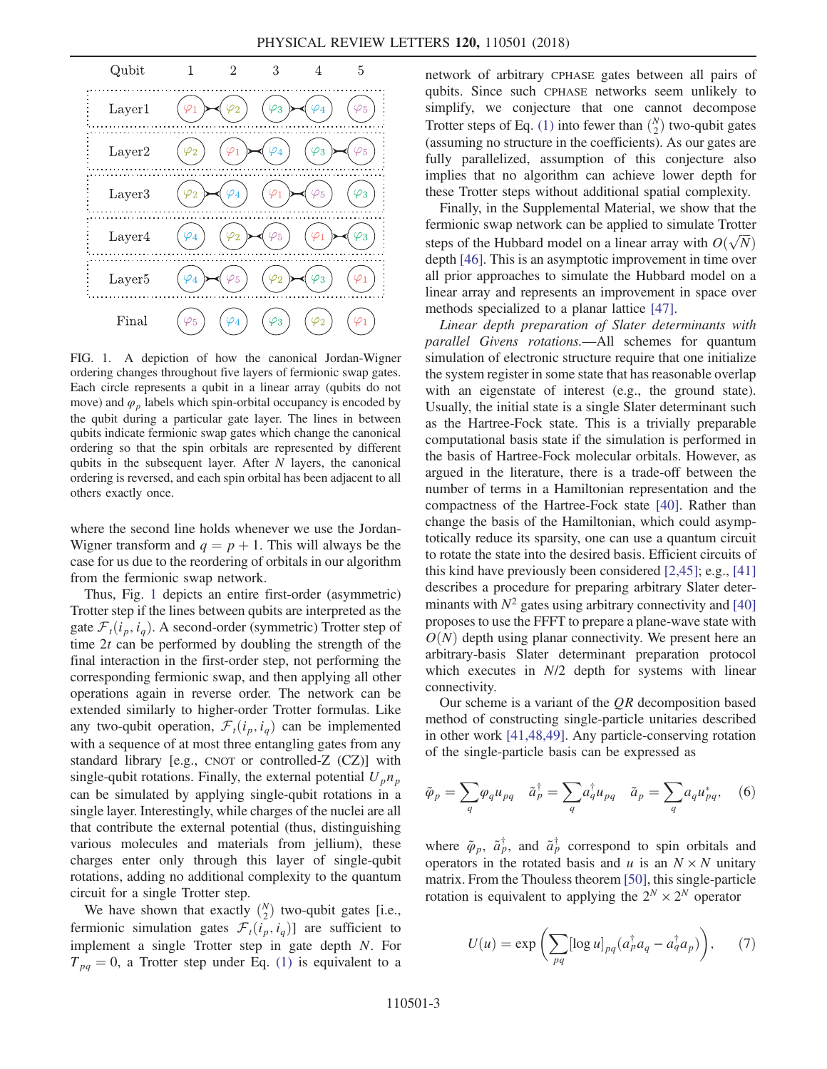FIG. 1. A depiction of how the canonical Jordan-Wigner ordering changes throughout five layers of fermionic swap gates. Each circle represents a qubit in a linear array (qubits do not move) and $\varphi_p$ labels which spin-orbital occupancy is encoded by the qubit during a particular gate layer. The lines in between qubits indicate fermionic swap gates which change the canonical ordering so that the spin orbitals are represented by different qubits in the subsequent layer. After $N$ layers, the canonical ordering is reversed, and each spin orbital has been adjacent to all others exactly once.

where the second line holds whenever we use the Jordan-Wigner transform and $q = p + 1$. This will always be the case for us due to the reordering of orbitals in our algorithm from the fermionic swap network.

Thus, Fig. 1 depicts an entire first-order (asymmetric) Trotter step if the lines between qubits are interpreted as the gate $\mathcal{F}_t(i_p, i_q)$. A second-order (symmetric) Trotter step of time $2t$ can be performed by doubling the strength of the final interaction in the first-order step, not performing the corresponding fermionic swap, and then applying all other operations again in reverse order. The network can be extended similarly to higher-order Trotter formulas. Like any two-qubit operation, $\mathcal{F}_t(i_p, i_q)$ can be implemented with a sequence of at most three entangling gates from any standard library [e.g., CNOT or controlled-Z (CZ)] with single-qubit rotations. Finally, the external potential $U_p n_p$ can be simulated by applying single-qubit rotations in a single layer. Interestingly, while charges of the nuclei are all that contribute the external potential (thus, distinguishing various molecules and materials from jellium), these charges enter only through this layer of single-qubit rotations, adding no additional complexity to the quantum circuit for a single Trotter step.

We have shown that exactly $\binom{N}{2}$ two-qubit gates [i.e., fermionic simulation gates $\mathcal{F}_t(i_p, i_q)$] are sufficient to implement a single Trotter step in gate depth $N$. For $T_{pq} = 0$, a Trotter step under Eq. (1) is equivalent to a network of arbitrary CPHASE gates between all pairs of qubits. Since such CPHASE networks seem unlikely to simplify, we conjecture that one cannot decompose Trotter steps of Eq. (1) into fewer than $\binom{N}{2}$ two-qubit gates (assuming no structure in the coefficients). As our gates are fully parallelized, assumption of this conjecture also implies that no algorithm can achieve lower depth for these Trotter steps without additional spatial complexity.

Finally, in the Supplemental Material, we show that the fermionic swap network can be applied to simulate Trotter steps of the Hubbard model on a linear array with $O(\sqrt{N})$ depth [46]. This is an asymptotic improvement in time over all prior approaches to simulate the Hubbard model on a linear array and represents an improvement in space over methods specialized to a planar lattice [47].

*Linear depth preparation of Slater determinants with parallel Givens rotations.*—All schemes for quantum simulation of electronic structure require that one initialize the system register in some state that has reasonable overlap with an eigenstate of interest (e.g., the ground state). Usually, the initial state is a single Slater determinant such as the Hartree-Fock state. This is a trivially preparable computational basis state if the simulation is performed in the basis of Hartree-Fock molecular orbitals. However, as argued in the literature, there is a trade-off between the number of terms in a Hamiltonian representation and the compactness of the Hartree-Fock state [40]. Rather than change the basis of the Hamiltonian, which could asymptotically reduce its sparsity, one can use a quantum circuit to rotate the state into the desired basis. Efficient circuits of this kind have previously been considered [2,45]; e.g., [41] describes a procedure for preparing arbitrary Slater determinants with $N^2$ gates using arbitrary connectivity and [40] proposes to use the FFFT to prepare a plane-wave state with $O(N)$ depth using planar connectivity. We present here an arbitrary-basis Slater determinant preparation protocol which executes in $N/2$ depth for systems with linear connectivity.

Our scheme is a variant of the $QR$ decomposition based method of constructing single-particle unitaries described in other work [41,48,49]. Any particle-conserving rotation of the single-particle basis can be expressed as

$$\tilde{\varphi}_p = \sum_q \varphi_q u_{pq} \quad \tilde{a}_p^\dagger = \sum_q a_q^\dagger u_{pq} \quad \tilde{a}_p = \sum_q a_q u_{pq}^*, \tag{6}$$

where $\tilde{\varphi}_p$, $\tilde{a}_p^\dagger$, and $\tilde{a}_p^\dagger$ correspond to spin orbitals and operators in the rotated basis and $u$ is an $N \times N$ unitary matrix. From the Thouless theorem [50], this single-particle rotation is equivalent to applying the $2^N \times 2^N$ operator

$$U(u) = \exp\left(\sum_{pq} [\log u]_{pq} (a_p^\dagger a_q - a_q^\dagger a_p)\right), \tag{7}$$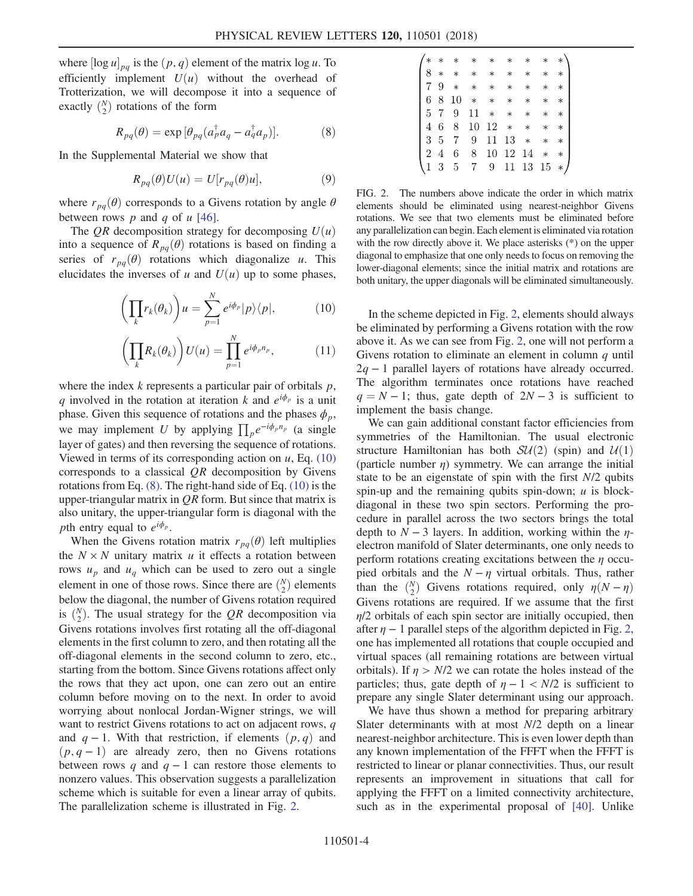where $[\log u]_{pq}$ is the $(p, q)$ element of the matrix $\log u$. To efficiently implement $U(u)$ without the overhead of Trotterization, we will decompose it into a sequence of exactly $\binom{N}{2}$ rotations of the form

$$R_{pq}(\theta) = \exp[\theta_{pq}(a_p^\dagger a_q - a_q^\dagger a_p)]. \tag{8}$$

In the Supplemental Material we show that

$$R_{pq}(\theta)U(u) = U[r_{pq}(\theta)u], \tag{9}$$

where $r_{pq}(\theta)$ corresponds to a Givens rotation by angle $\theta$ between rows $p$ and $q$ of $u$ [46].

The $QR$ decomposition strategy for decomposing $U(u)$ into a sequence of $R_{pq}(\theta)$ rotations is based on finding a series of $r_{pq}(\theta)$ rotations which diagonalize $u$. This elucidates the inverses of $u$ and $U(u)$ up to some phases,

$$\left(\prod_k r_k(\theta_k)\right) u = \sum_{p=1}^{N} e^{i\phi_p} |p\rangle\langle p|, \tag{10}$$

$$\left(\prod_k R_k(\theta_k)\right) U(u) = \prod_{p=1}^{N} e^{i\phi_p n_p}, \tag{11}$$

where the index $k$ represents a particular pair of orbitals $p$, $q$ involved in the rotation at iteration $k$ and $e^{i\phi_p}$ is a unit phase. Given this sequence of rotations and the phases $\phi_p$, we may implement $U$ by applying $\prod_p e^{-i\phi_p n_p}$ (a single layer of gates) and then reversing the sequence of rotations. Viewed in terms of its corresponding action on $u$, Eq. (10) corresponds to a classical $QR$ decomposition by Givens rotations from Eq. (8). The right-hand side of Eq. (10) is the upper-triangular matrix in $QR$ form. But since that matrix is also unitary, the upper-triangular form is diagonal with the $p$th entry equal to $e^{i\phi_p}$.

When the Givens rotation matrix $r_{pq}(\theta)$ left multiplies the $N \times N$ unitary matrix $u$ it effects a rotation between rows $u_p$ and $u_q$ which can be used to zero out a single element in one of those rows. Since there are $\binom{N}{2}$ elements below the diagonal, the number of Givens rotation required is $\binom{N}{2}$. The usual strategy for the $QR$ decomposition via Givens rotations involves first rotating all the off-diagonal elements in the first column to zero, and then rotating all the off-diagonal elements in the second column to zero, etc., starting from the bottom. Since Givens rotations affect only the rows that they act upon, one can zero out an entire column before moving on to the next. In order to avoid worrying about nonlocal Jordan-Wigner strings, we will want to restrict Givens rotations to act on adjacent rows, $q$ and $q-1$. With that restriction, if elements $(p, q)$ and $(p, q-1)$ are already zero, then no Givens rotations between rows $q$ and $q-1$ can restore those elements to nonzero values. This observation suggests a parallelization scheme which is suitable for even a linear array of qubits. The parallelization scheme is illustrated in Fig. 2.

$$\begin{pmatrix}
* & * & * & * & * & * & * & * & * \\
8 & * & * & * & * & * & * & * & * \\
7 & 9 & * & * & * & * & * & * & * \\
6 & 8 & 10 & * & * & * & * & * & * \\
5 & 7 & 9 & 11 & * & * & * & * & * \\
4 & 6 & 8 & 10 & 12 & * & * & * & * \\
3 & 5 & 7 & 9 & 11 & 13 & * & * & * \\
2 & 4 & 6 & 8 & 10 & 12 & 14 & * & * \\
1 & 3 & 5 & 7 & 9 & 11 & 13 & 15 & *
\end{pmatrix}$$

FIG. 2. The numbers above indicate the order in which matrix elements should be eliminated using nearest-neighbor Givens rotations. We see that two elements must be eliminated before any parallelization can begin. Each element is eliminated via rotation with the row directly above it. We place asterisks (*) on the upper diagonal to emphasize that one only needs to focus on removing the lower-diagonal elements; since the initial matrix and rotations are both unitary, the upper diagonals will be eliminated simultaneously.

In the scheme depicted in Fig. 2, elements should always be eliminated by performing a Givens rotation with the row above it. As we can see from Fig. 2, one will not perform a Givens rotation to eliminate an element in column $q$ until $2q - 1$ parallel layers of rotations have already occurred. The algorithm terminates once rotations have reached $q = N - 1$; thus, gate depth of $2N - 3$ is sufficient to implement the basis change.

We can gain additional constant factor efficiencies from symmetries of the Hamiltonian. The usual electronic structure Hamiltonian has both $\mathcal{SU}(2)$ (spin) and $\mathcal{U}(1)$ (particle number $\eta$) symmetry. We can arrange the initial state to be an eigenstate of spin with the first $N/2$ qubits spin-up and the remaining qubits spin-down; $u$ is block-diagonal in these two spin sectors. Performing the procedure in parallel across the two sectors brings the total depth to $N - 3$ layers. In addition, working within the $\eta$-electron manifold of Slater determinants, one only needs to perform rotations creating excitations between the $\eta$ occupied orbitals and the $N - \eta$ virtual orbitals. Thus, rather than the $\binom{N}{2}$ Givens rotations required, only $\eta(N - \eta)$ Givens rotations are required. If we assume that the first $\eta/2$ orbitals of each spin sector are initially occupied, then after $\eta - 1$ parallel steps of the algorithm depicted in Fig. 2, one has implemented all rotations that couple occupied and virtual spaces (all remaining rotations are between virtual orbitals). If $\eta > N/2$ we can rotate the holes instead of the particles; thus, gate depth of $\eta - 1 < N/2$ is sufficient to prepare any single Slater determinant using our approach.

We have thus shown a method for preparing arbitrary Slater determinants with at most $N/2$ depth on a linear nearest-neighbor architecture. This is even lower depth than any known implementation of the FFFT when the FFFT is restricted to linear or planar connectivities. Thus, our result represents an improvement in situations that call for applying the FFFT on a limited connectivity architecture, such as in the experimental proposal of [40]. Unlike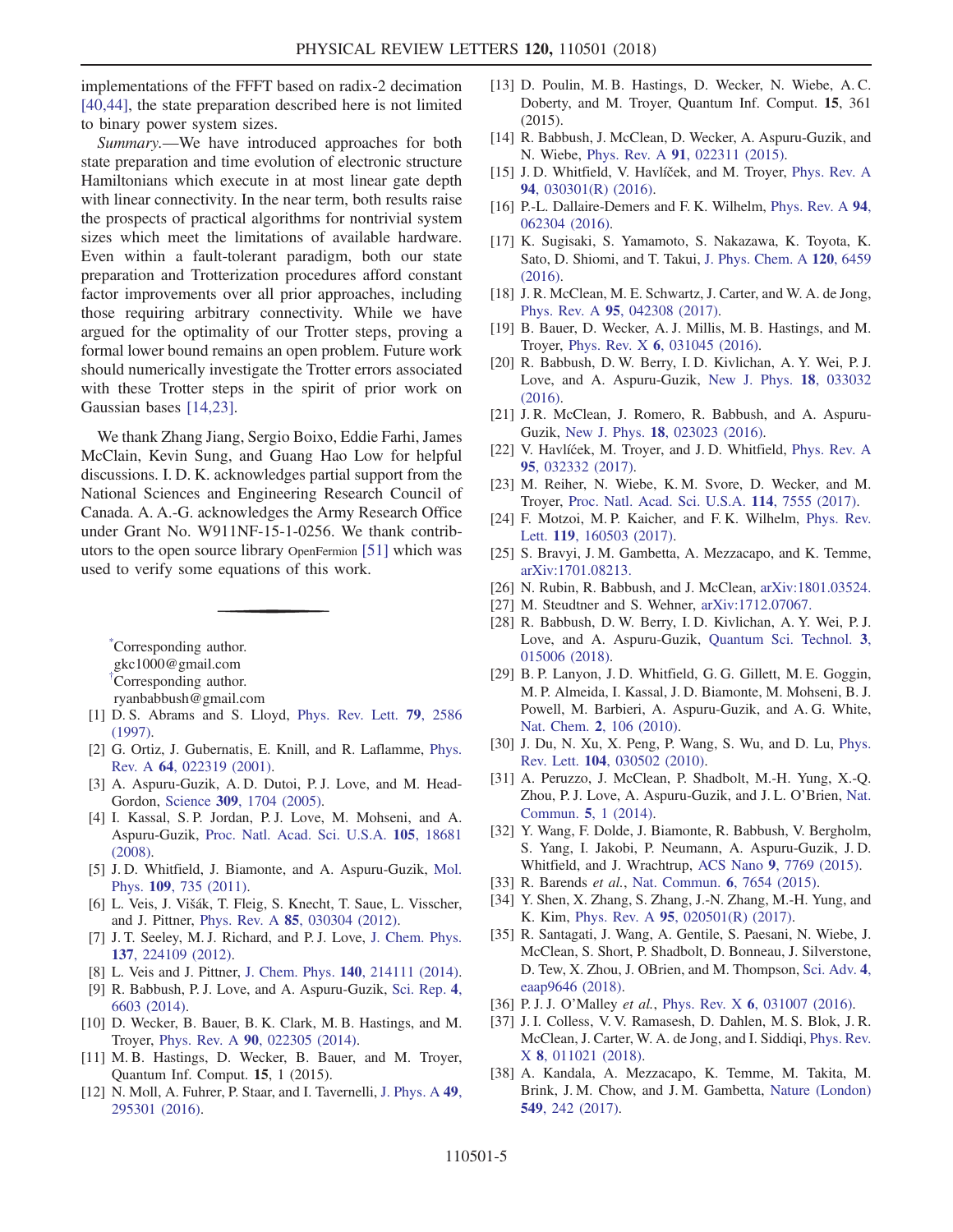implementations of the FFFT based on radix-2 decimation [40,44], the state preparation described here is not limited to binary power system sizes.

*Summary.*—We have introduced approaches for both state preparation and time evolution of electronic structure Hamiltonians which execute in at most linear gate depth with linear connectivity. In the near term, both results raise the prospects of practical algorithms for nontrivial system sizes which meet the limitations of available hardware. Even within a fault-tolerant paradigm, both our state preparation and Trotterization procedures afford constant factor improvements over all prior approaches, including those requiring arbitrary connectivity. While we have argued for the optimality of our Trotter steps, proving a formal lower bound remains an open problem. Future work should numerically investigate the Trotter errors associated with these Trotter steps in the spirit of prior work on Gaussian bases [14,23].

We thank Zhang Jiang, Sergio Boixo, Eddie Farhi, James McClain, Kevin Sung, and Guang Hao Low for helpful discussions. I. D. K. acknowledges partial support from the National Sciences and Engineering Research Council of Canada. A. A.-G. acknowledges the Army Research Office under Grant No. W911NF-15-1-0256. We thank contributors to the open source library OpenFermion [51] which was used to verify some equations of this work.

---

*Corresponding author.
gkc1000@gmail.com

†Corresponding author.
ryanbabbush@gmail.com

[1] D. S. Abrams and S. Lloyd, Phys. Rev. Lett. **79**, 2586 (1997).

[2] G. Ortiz, J. Gubernatis, E. Knill, and R. Laflamme, Phys. Rev. A **64**, 022319 (2001).

[3] A. Aspuru-Guzik, A. D. Dutoi, P. J. Love, and M. Head-Gordon, Science **309**, 1704 (2005).

[4] I. Kassal, S. P. Jordan, P. J. Love, M. Mohseni, and A. Aspuru-Guzik, Proc. Natl. Acad. Sci. U.S.A. **105**, 18681 (2008).

[5] J. D. Whitfield, J. Biamonte, and A. Aspuru-Guzik, Mol. Phys. **109**, 735 (2011).

[6] L. Veis, J. Višák, T. Fleig, S. Knecht, T. Saue, L. Visscher, and J. Pittner, Phys. Rev. A **85**, 030304 (2012).

[7] J. T. Seeley, M. J. Richard, and P. J. Love, J. Chem. Phys. **137**, 224109 (2012).

[8] L. Veis and J. Pittner, J. Chem. Phys. **140**, 214111 (2014).

[9] R. Babbush, P. J. Love, and A. Aspuru-Guzik, Sci. Rep. **4**, 6603 (2014).

[10] D. Wecker, B. Bauer, B. K. Clark, M. B. Hastings, and M. Troyer, Phys. Rev. A **90**, 022305 (2014).

[11] M. B. Hastings, D. Wecker, B. Bauer, and M. Troyer, Quantum Inf. Comput. **15**, 1 (2015).

[12] N. Moll, A. Fuhrer, P. Staar, and I. Tavernelli, J. Phys. A **49**, 295301 (2016).

[13] D. Poulin, M. B. Hastings, D. Wecker, N. Wiebe, A. C. Doberty, and M. Troyer, Quantum Inf. Comput. **15**, 361 (2015).

[14] R. Babbush, J. McClean, D. Wecker, A. Aspuru-Guzik, and N. Wiebe, Phys. Rev. A **91**, 022311 (2015).

[15] J. D. Whitfield, V. Havlíček, and M. Troyer, Phys. Rev. A **94**, 030301(R) (2016).

[16] P.-L. Dallaire-Demers and F. K. Wilhelm, Phys. Rev. A **94**, 062304 (2016).

[17] K. Sugisaki, S. Yamamoto, S. Nakazawa, K. Toyota, K. Sato, D. Shiomi, and T. Takui, J. Phys. Chem. A **120**, 6459 (2016).

[18] J. R. McClean, M. E. Schwartz, J. Carter, and W. A. de Jong, Phys. Rev. A **95**, 042308 (2017).

[19] B. Bauer, D. Wecker, A. J. Millis, M. B. Hastings, and M. Troyer, Phys. Rev. X **6**, 031045 (2016).

[20] R. Babbush, D. W. Berry, I. D. Kivlichan, A. Y. Wei, P. J. Love, and A. Aspuru-Guzik, New J. Phys. **18**, 033032 (2016).

[21] J. R. McClean, J. Romero, R. Babbush, and A. Aspuru-Guzik, New J. Phys. **18**, 023023 (2016).

[22] V. Havlíček, M. Troyer, and J. D. Whitfield, Phys. Rev. A **95**, 032332 (2017).

[23] M. Reiher, N. Wiebe, K. M. Svore, D. Wecker, and M. Troyer, Proc. Natl. Acad. Sci. U.S.A. **114**, 7555 (2017).

[24] F. Motzoi, M. P. Kaicher, and F. K. Wilhelm, Phys. Rev. Lett. **119**, 160503 (2017).

[25] S. Bravyi, J. M. Gambetta, A. Mezzacapo, and K. Temme, arXiv:1701.08213.

[26] N. Rubin, R. Babbush, and J. McClean, arXiv:1801.03524.

[27] M. Steudtner and S. Wehner, arXiv:1712.07067.

[28] R. Babbush, D. W. Berry, I. D. Kivlichan, A. Y. Wei, P. J. Love, and A. Aspuru-Guzik, Quantum Sci. Technol. **3**, 015006 (2018).

[29] B. P. Lanyon, J. D. Whitfield, G. G. Gillett, M. E. Goggin, M. P. Almeida, I. Kassal, J. D. Biamonte, M. Mohseni, B. J. Powell, M. Barbieri, A. Aspuru-Guzik, and A. G. White, Nat. Chem. **2**, 106 (2010).

[30] J. Du, N. Xu, X. Peng, P. Wang, S. Wu, and D. Lu, Phys. Rev. Lett. **104**, 030502 (2010).

[31] A. Peruzzo, J. McClean, P. Shadbolt, M.-H. Yung, X.-Q. Zhou, P. J. Love, A. Aspuru-Guzik, and J. L. O'Brien, Nat. Commun. **5**, 1 (2014).

[32] Y. Wang, F. Dolde, J. Biamonte, R. Babbush, V. Bergholm, S. Yang, I. Jakobi, P. Neumann, A. Aspuru-Guzik, J. D. Whitfield, and J. Wrachtrup, ACS Nano **9**, 7769 (2015).

[33] R. Barends *et al.*, Nat. Commun. **6**, 7654 (2015).

[34] Y. Shen, X. Zhang, S. Zhang, J.-N. Zhang, M.-H. Yung, and K. Kim, Phys. Rev. A **95**, 020501(R) (2017).

[35] R. Santagati, J. Wang, A. Gentile, S. Paesani, N. Wiebe, J. McClean, S. Short, P. Shadbolt, D. Bonneau, J. Silverstone, D. Tew, X. Zhou, J. OBrien, and M. Thompson, Sci. Adv. **4**, eaap9646 (2018).

[36] P. J. J. O'Malley *et al.*, Phys. Rev. X **6**, 031007 (2016).

[37] J. I. Colless, V. V. Ramasesh, D. Dahlen, M. S. Blok, J. R. McClean, J. Carter, W. A. de Jong, and I. Siddiqi, Phys. Rev. X **8**, 011021 (2018).

[38] A. Kandala, A. Mezzacapo, K. Temme, M. Takita, M. Brink, J. M. Chow, and J. M. Gambetta, Nature (London) **549**, 242 (2017).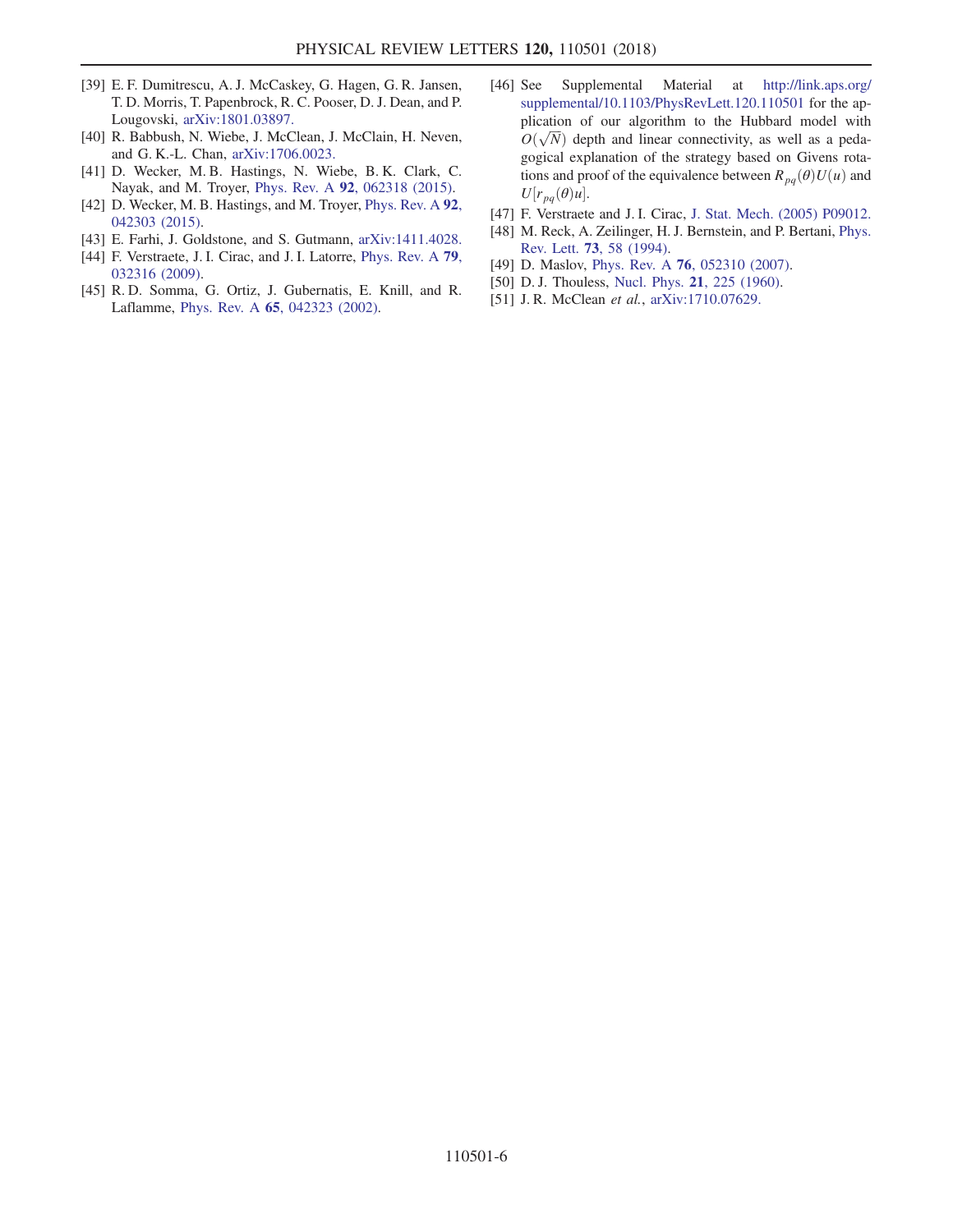[39] E. F. Dumitrescu, A. J. McCaskey, G. Hagen, G. R. Jansen, T. D. Morris, T. Papenbrock, R. C. Pooser, D. J. Dean, and P. Lougovski, arXiv:1801.03897.

[40] R. Babbush, N. Wiebe, J. McClean, J. McClain, H. Neven, and G. K.-L. Chan, arXiv:1706.0023.

[41] D. Wecker, M. B. Hastings, N. Wiebe, B. K. Clark, C. Nayak, and M. Troyer, Phys. Rev. A **92**, 062318 (2015).

[42] D. Wecker, M. B. Hastings, and M. Troyer, Phys. Rev. A **92**, 042303 (2015).

[43] E. Farhi, J. Goldstone, and S. Gutmann, arXiv:1411.4028.

[44] F. Verstraete, J. I. Cirac, and J. I. Latorre, Phys. Rev. A **79**, 032316 (2009).

[45] R. D. Somma, G. Ortiz, J. Gubernatis, E. Knill, and R. Laflamme, Phys. Rev. A **65**, 042323 (2002).

[46] See Supplemental Material at http://link.aps.org/supplemental/10.1103/PhysRevLett.120.110501 for the application of our algorithm to the Hubbard model with $O(\sqrt{N})$ depth and linear connectivity, as well as a pedagogical explanation of the strategy based on Givens rotations and proof of the equivalence between $R_{pq}(\theta)U(u)$ and $U[r_{pq}(\theta)u]$.

[47] F. Verstraete and J. I. Cirac, J. Stat. Mech. (2005) P09012.

[48] M. Reck, A. Zeilinger, H. J. Bernstein, and P. Bertani, Phys. Rev. Lett. **73**, 58 (1994).

[49] D. Maslov, Phys. Rev. A **76**, 052310 (2007).

[50] D. J. Thouless, Nucl. Phys. **21**, 225 (1960).

[51] J. R. McClean *et al.*, arXiv:1710.07629.